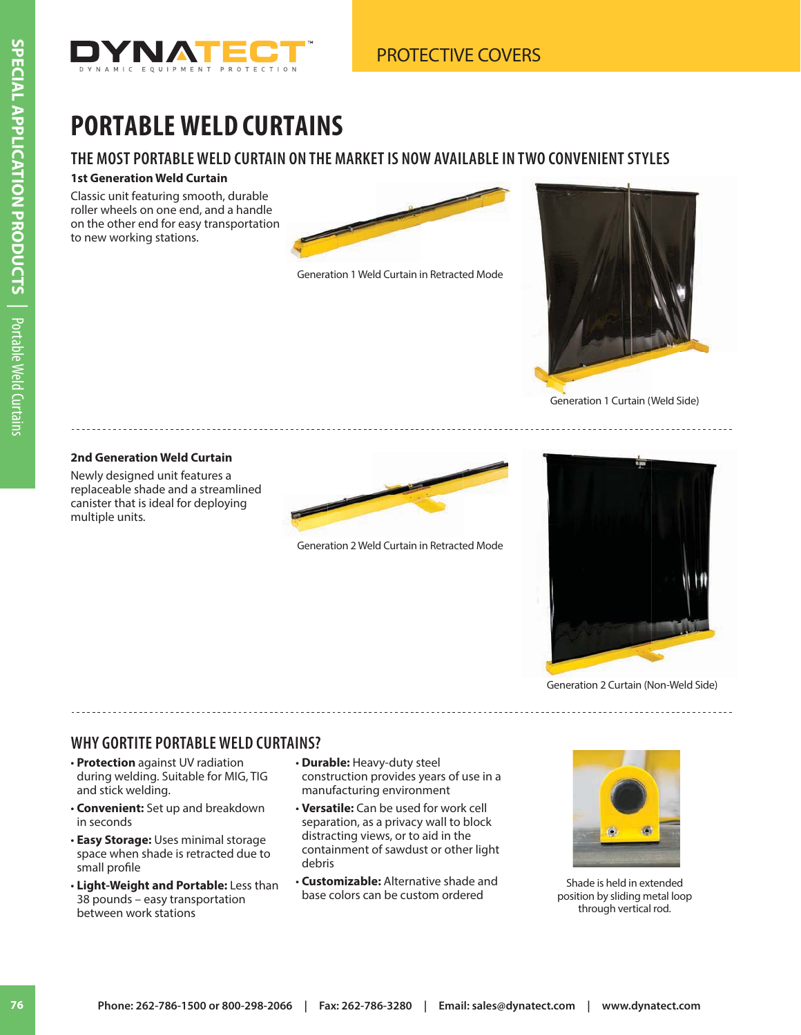# PORTABLE WELD CURTAINS

## THE MOST PORTABLE WELD CURTAIN ON THE MARKET IS NOW AVAILABLE IN TWO CONVENIENT STYLES

**1st Generation Weld Curtain**

Classic unit featuring smooth, durable roller wheels on one end, and a handle on the other end for easy transportation to new working stations.

Generation 1 Weld Curtain in Retracted Mode

Generation 1 Curtain (Weld Side)

**2nd Generation Weld Curtain**

Newly designed unit features a replaceable shade and a streamlined canister that is ideal for deploying multiple units.

Generation 2 Weld Curtain in Retracted Mode

Generation 2 Curtain (Non-Weld Side)

## WHY GORTITE PORTABLE WELD CURTAINS?

- **Protection** against UV radiation during welding. Suitable for MIG, TIG and stick welding.
- **Convenient:** Set up and breakdown in seconds
- **Easy Storage:** Uses minimal storage space when shade is retracted due to small profile
- **Light-Weight and Portable:** Less than 38 pounds – easy transportation between work stations
- **Durable:** Heavy-duty steel construction provides years of use in a manufacturing environment
- **Versatile:** Can be used for work cell separation, as a privacy wall to block distracting views, or to aid in the containment of sawdust or other light debris
- **Customizable:** Alternative shade and base colors can be custom ordered

Shade is held in extended position by sliding metal loop through vertical rod.

Phone: 262-786-1500 or 800-298-2066 | Fax: 262-786-3280 | Email: sales@dynatect.com | www.dynatect.com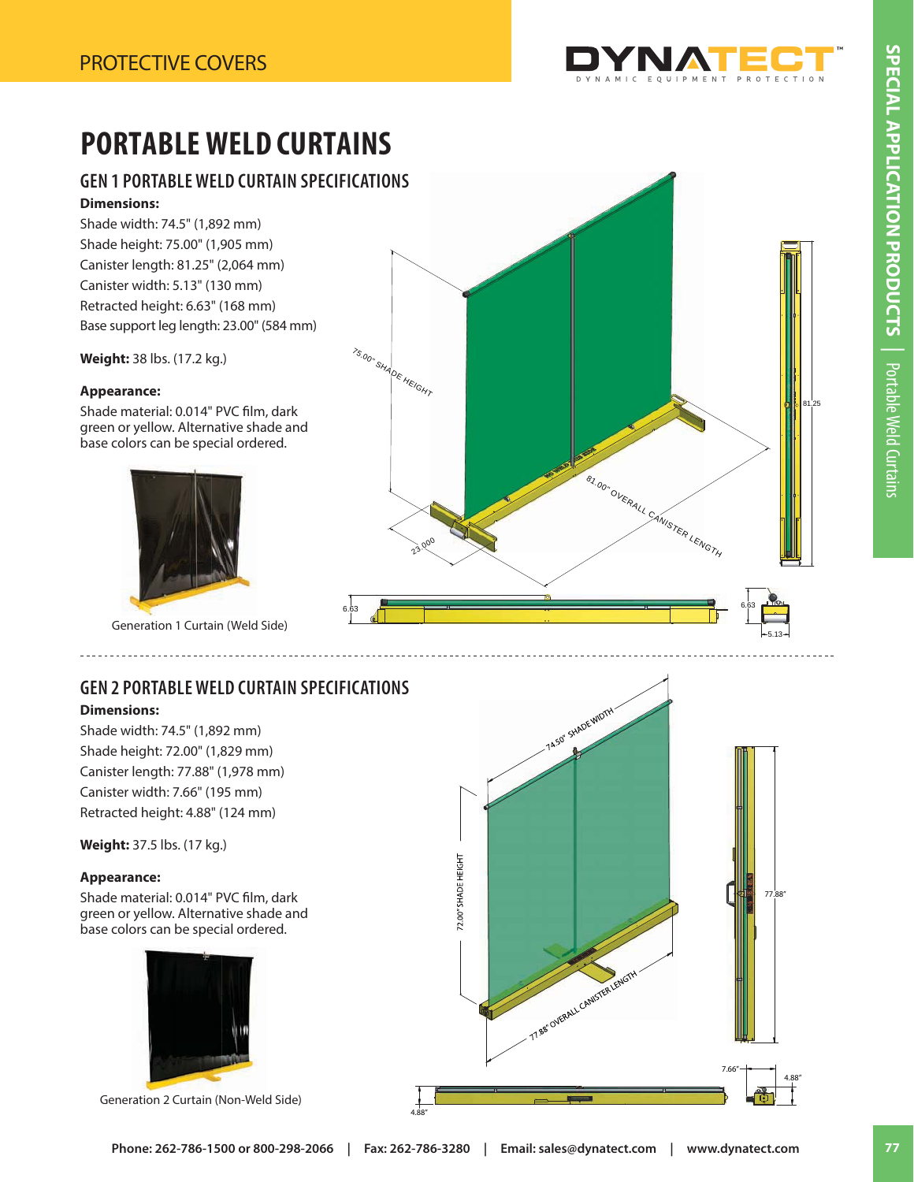# PORTABLE WELD CURTAINS

## GEN 1 PORTABLE WELD CURTAIN SPECIFICATIONS

**Dimensions:**

Shade width: 74.5" (1,892 mm)
Shade height: 75.00" (1,905 mm)
Canister length: 81.25" (2,064 mm)
Canister width: 5.13" (130 mm)
Retracted height: 6.63" (168 mm)
Base support leg length: 23.00" (584 mm)

**Weight:** 38 lbs. (17.2 kg.)

**Appearance:**

Shade material: 0.014" PVC film, dark green or yellow. Alternative shade and base colors can be special ordered.

Generation 1 Curtain (Weld Side)

## GEN 2 PORTABLE WELD CURTAIN SPECIFICATIONS

**Dimensions:**

Shade width: 74.5" (1,892 mm)
Shade height: 72.00" (1,829 mm)
Canister length: 77.88" (1,978 mm)
Canister width: 7.66" (195 mm)
Retracted height: 4.88" (124 mm)

**Weight:** 37.5 lbs. (17 kg.)

**Appearance:**

Shade material: 0.014" PVC film, dark green or yellow. Alternative shade and base colors can be special ordered.

Generation 2 Curtain (Non-Weld Side)

**Phone: 262-786-1500 or 800-298-2066 | Fax: 262-786-3280 | Email: sales@dynatect.com | www.dynatect.com**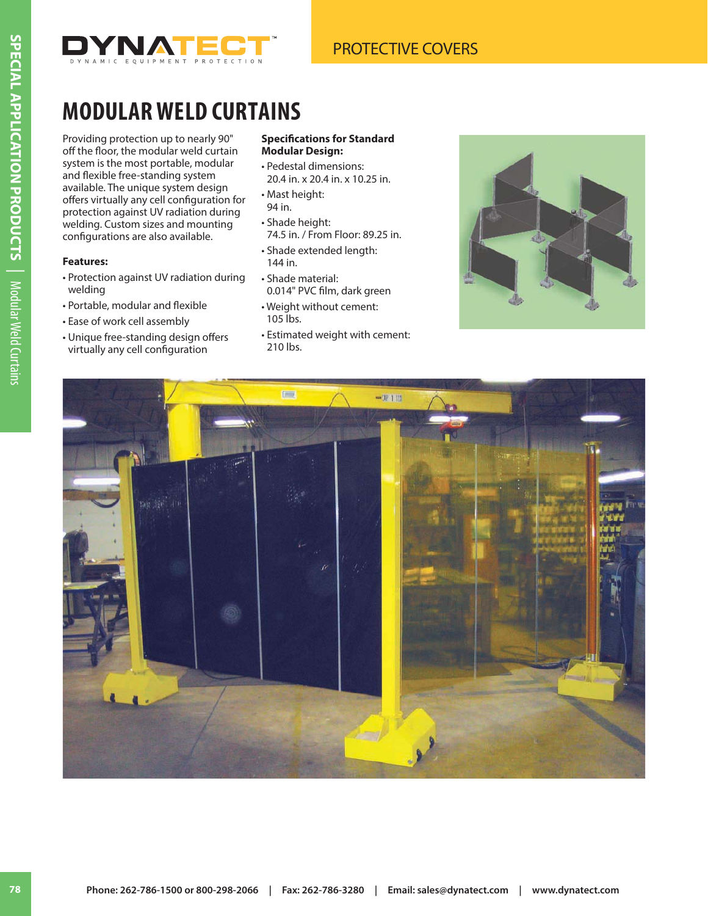PROTECTIVE COVERS

# MODULAR WELD CURTAINS

Providing protection up to nearly 90" off the floor, the modular weld curtain system is the most portable, modular and flexible free-standing system available. The unique system design offers virtually any cell configuration for protection against UV radiation during welding. Custom sizes and mounting configurations are also available.

**Features:**

- Protection against UV radiation during welding
- Portable, modular and flexible
- Ease of work cell assembly
- Unique free-standing design offers virtually any cell configuration

**Specifications for Standard Modular Design:**

- Pedestal dimensions: 20.4 in. x 20.4 in. x 10.25 in.
- Mast height: 94 in.
- Shade height: 74.5 in. / From Floor: 89.25 in.
- Shade extended length: 144 in.
- Shade material: 0.014" PVC film, dark green
- Weight without cement: 105 lbs.
- Estimated weight with cement: 210 lbs.

Phone: 262-786-1500 or 800-298-2066 | Fax: 262-786-3280 | Email: sales@dynatect.com | www.dynatect.com